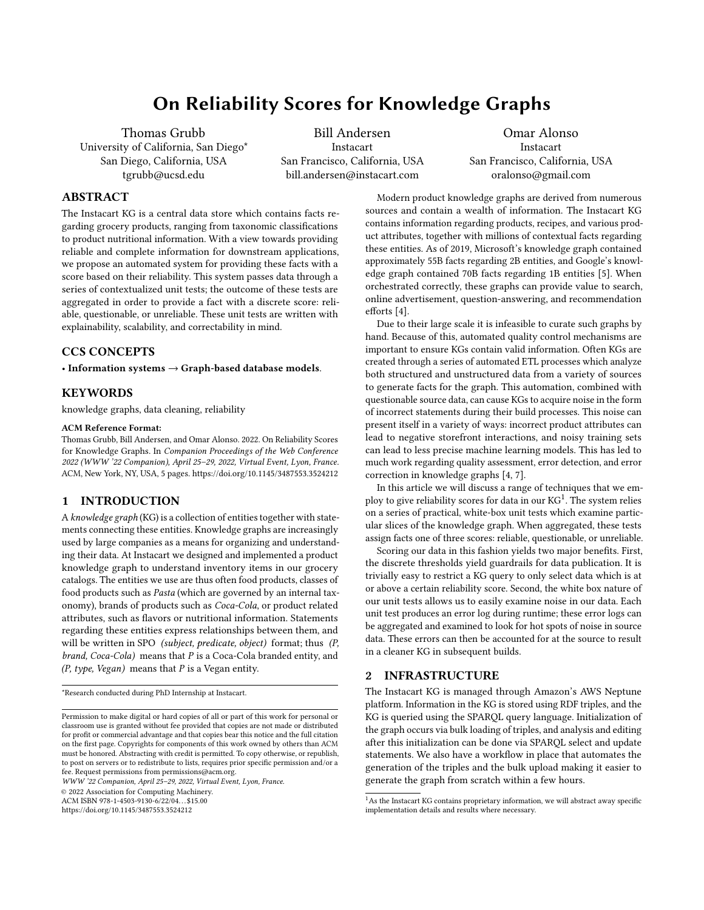# On Reliability Scores for Knowledge Graphs

Thomas Grubb
University of California, San Diego*
San Diego, California, USA
tgrubb@ucsd.edu

Bill Andersen
Instacart
San Francisco, California, USA
bill.andersen@instacart.com

Omar Alonso
Instacart
San Francisco, California, USA
oralonso@gmail.com

## ABSTRACT

The Instacart KG is a central data store which contains facts regarding grocery products, ranging from taxonomic classifications to product nutritional information. With a view towards providing reliable and complete information for downstream applications, we propose an automated system for providing these facts with a score based on their reliability. This system passes data through a series of contextualized unit tests; the outcome of these tests are aggregated in order to provide a fact with a discrete score: reliable, questionable, or unreliable. These unit tests are written with explainability, scalability, and correctability in mind.

## CCS CONCEPTS

• **Information systems → Graph-based database models**.

## KEYWORDS

knowledge graphs, data cleaning, reliability

**ACM Reference Format:**

Thomas Grubb, Bill Andersen, and Omar Alonso. 2022. On Reliability Scores for Knowledge Graphs. In *Companion Proceedings of the Web Conference 2022 (WWW '22 Companion), April 25–29, 2022, Virtual Event, Lyon, France.* ACM, New York, NY, USA, 5 pages. https://doi.org/10.1145/3487553.3524212

## 1 INTRODUCTION

A *knowledge graph* (KG) is a collection of entities together with statements connecting these entities. Knowledge graphs are increasingly used by large companies as a means for organizing and understanding their data. At Instacart we designed and implemented a product knowledge graph to understand inventory items in our grocery catalogs. The entities we use are thus often food products, classes of food products such as *Pasta* (which are governed by an internal taxonomy), brands of products such as *Coca-Cola*, or product related attributes, such as flavors or nutritional information. Statements regarding these entities express relationships between them, and will be written in SPO *(subject, predicate, object)* format; thus *(P, brand, Coca-Cola)* means that *P* is a Coca-Cola branded entity, and *(P, type, Vegan)* means that *P* is a Vegan entity.

Modern product knowledge graphs are derived from numerous sources and contain a wealth of information. The Instacart KG contains information regarding products, recipes, and various product attributes, together with millions of contextual facts regarding these entities. As of 2019, Microsoft's knowledge graph contained approximately 55B facts regarding 2B entities, and Google's knowledge graph contained 70B facts regarding 1B entities [5]. When orchestrated correctly, these graphs can provide value to search, online advertisement, question-answering, and recommendation efforts [4].

Due to their large scale it is infeasible to curate such graphs by hand. Because of this, automated quality control mechanisms are important to ensure KGs contain valid information. Often KGs are created through a series of automated ETL processes which analyze both structured and unstructured data from a variety of sources to generate facts for the graph. This automation, combined with questionable source data, can cause KGs to acquire noise in the form of incorrect statements during their build processes. This noise can present itself in a variety of ways: incorrect product attributes can lead to negative storefront interactions, and noisy training sets can lead to less precise machine learning models. This has led to much work regarding quality assessment, error detection, and error correction in knowledge graphs [4, 7].

In this article we will discuss a range of techniques that we employ to give reliability scores for data in our KG[1]. The system relies on a series of practical, white-box unit tests which examine particular slices of the knowledge graph. When aggregated, these tests assign facts one of three scores: reliable, questionable, or unreliable.

Scoring our data in this fashion yields two major benefits. First, the discrete thresholds yield guardrails for data publication. It is trivially easy to restrict a KG query to only select data which is at or above a certain reliability score. Second, the white box nature of our unit tests allows us to easily examine noise in our data. Each unit test produces an error log during runtime; these error logs can be aggregated and examined to look for hot spots of noise in source data. These errors can then be accounted for at the source to result in a cleaner KG in subsequent builds.

## 2 INFRASTRUCTURE

The Instacart KG is managed through Amazon's AWS Neptune platform. Information in the KG is stored using RDF triples, and the KG is queried using the SPARQL query language. Initialization of the graph occurs via bulk loading of triples, and analysis and editing after this initialization can be done via SPARQL select and update statements. We also have a workflow in place that automates the generation of the triples and the bulk upload making it easier to generate the graph from scratch within a few hours.

*Research conducted during PhD Internship at Instacart.

[1] As the Instacart KG contains proprietary information, we will abstract away specific implementation details and results where necessary.

Permission to make digital or hard copies of all or part of this work for personal or classroom use is granted without fee provided that copies are not made or distributed for profit or commercial advantage and that copies bear this notice and the full citation on the first page. Copyrights for components of this work owned by others than ACM must be honored. Abstracting with credit is permitted. To copy otherwise, or republish, to post on servers or to redistribute to lists, requires prior specific permission and/or a fee. Request permissions from permissions@acm.org.
*WWW '22 Companion, April 25–29, 2022, Virtual Event, Lyon, France.*
© 2022 Association for Computing Machinery.
ACM ISBN 978-1-4503-9130-6/22/04…$15.00
https://doi.org/10.1145/3487553.3524212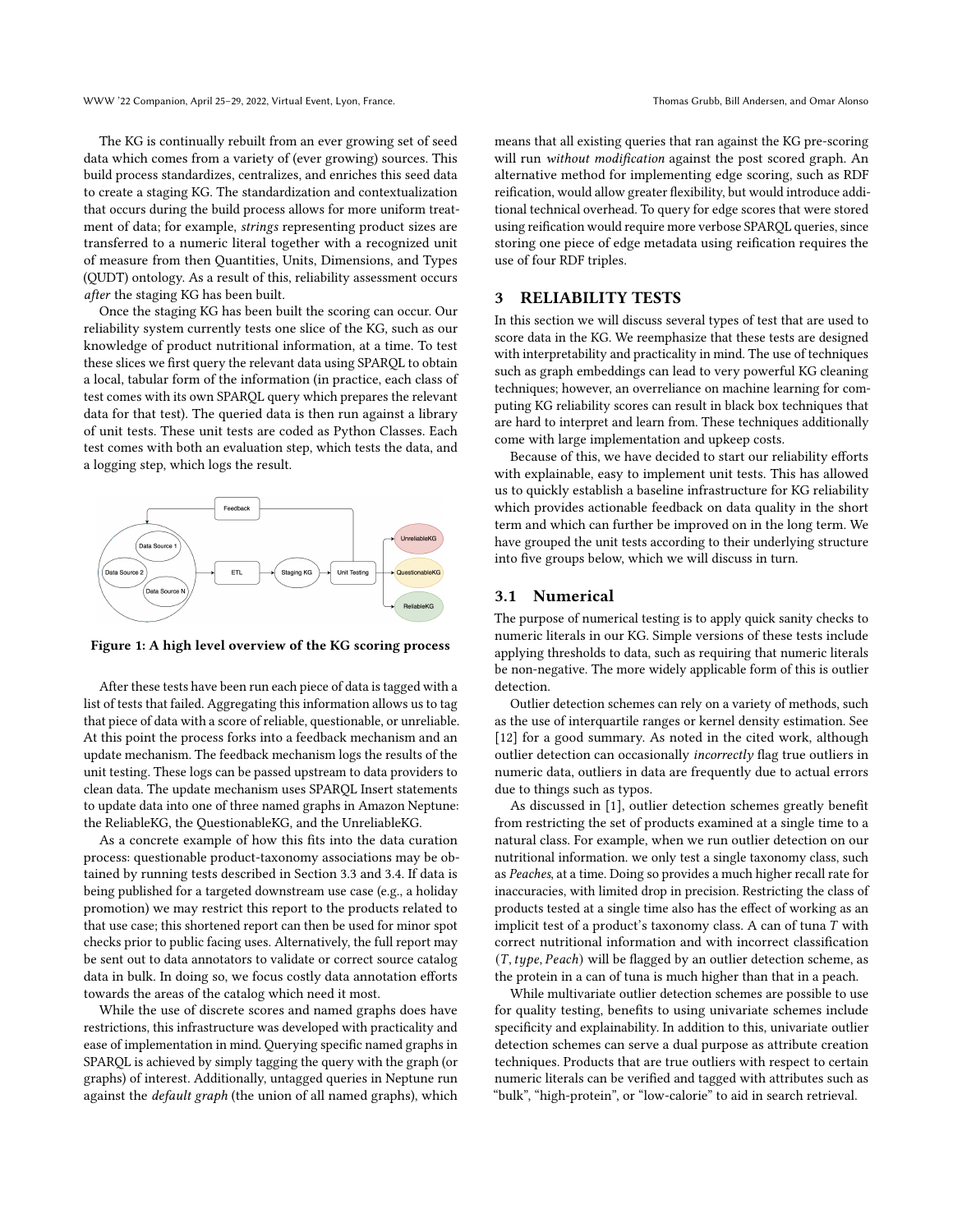The KG is continually rebuilt from an ever growing set of seed data which comes from a variety of (ever growing) sources. This build process standardizes, centralizes, and enriches this seed data to create a staging KG. The standardization and contextualization that occurs during the build process allows for more uniform treatment of data; for example, *strings* representing product sizes are transferred to a numeric literal together with a recognized unit of measure from then Quantities, Units, Dimensions, and Types (QUDT) ontology. As a result of this, reliability assessment occurs *after* the staging KG has been built.

Once the staging KG has been built the scoring can occur. Our reliability system currently tests one slice of the KG, such as our knowledge of product nutritional information, at a time. To test these slices we first query the relevant data using SPARQL to obtain a local, tabular form of the information (in practice, each class of test comes with its own SPARQL query which prepares the relevant data for that test). The queried data is then run against a library of unit tests. These unit tests are coded as Python Classes. Each test comes with both an evaluation step, which tests the data, and a logging step, which logs the result.

**Figure 1: A high level overview of the KG scoring process**

After these tests have been run each piece of data is tagged with a list of tests that failed. Aggregating this information allows us to tag that piece of data with a score of reliable, questionable, or unreliable. At this point the process forks into a feedback mechanism and an update mechanism. The feedback mechanism logs the results of the unit testing. These logs can be passed upstream to data providers to clean data. The update mechanism uses SPARQL Insert statements to update data into one of three named graphs in Amazon Neptune: the ReliableKG, the QuestionableKG, and the UnreliableKG.

As a concrete example of how this fits into the data curation process: questionable product-taxonomy associations may be obtained by running tests described in Section 3.3 and 3.4. If data is being published for a targeted downstream use case (e.g., a holiday promotion) we may restrict this report to the products related to that use case; this shortened report can then be used for minor spot checks prior to public facing uses. Alternatively, the full report may be sent out to data annotators to validate or correct source catalog data in bulk. In doing so, we focus costly data annotation efforts towards the areas of the catalog which need it most.

While the use of discrete scores and named graphs does have restrictions, this infrastructure was developed with practicality and ease of implementation in mind. Querying specific named graphs in SPARQL is achieved by simply tagging the query with the graph (or graphs) of interest. Additionally, untagged queries in Neptune run against the *default graph* (the union of all named graphs), which means that all existing queries that ran against the KG pre-scoring will run *without modification* against the post scored graph. An alternative method for implementing edge scoring, such as RDF reification, would allow greater flexibility, but would introduce additional technical overhead. To query for edge scores that were stored using reification would require more verbose SPARQL queries, since storing one piece of edge metadata using reification requires the use of four RDF triples.

## 3 RELIABILITY TESTS

In this section we will discuss several types of test that are used to score data in the KG. We reemphasize that these tests are designed with interpretability and practicality in mind. The use of techniques such as graph embeddings can lead to very powerful KG cleaning techniques; however, an overreliance on machine learning for computing KG reliability scores can result in black box techniques that are hard to interpret and learn from. These techniques additionally come with large implementation and upkeep costs.

Because of this, we have decided to start our reliability efforts with explainable, easy to implement unit tests. This has allowed us to quickly establish a baseline infrastructure for KG reliability which provides actionable feedback on data quality in the short term and which can further be improved on in the long term. We have grouped the unit tests according to their underlying structure into five groups below, which we will discuss in turn.

### 3.1 Numerical

The purpose of numerical testing is to apply quick sanity checks to numeric literals in our KG. Simple versions of these tests include applying thresholds to data, such as requiring that numeric literals be non-negative. The more widely applicable form of this is outlier detection.

Outlier detection schemes can rely on a variety of methods, such as the use of interquartile ranges or kernel density estimation. See [12] for a good summary. As noted in the cited work, although outlier detection can occasionally *incorrectly* flag true outliers in numeric data, outliers in data are frequently due to actual errors due to things such as typos.

As discussed in [1], outlier detection schemes greatly benefit from restricting the set of products examined at a single time to a natural class. For example, when we run outlier detection on our nutritional information. we only test a single taxonomy class, such as *Peaches*, at a time. Doing so provides a much higher recall rate for inaccuracies, with limited drop in precision. Restricting the class of products tested at a single time also has the effect of working as an implicit test of a product's taxonomy class. A can of tuna $T$ with correct nutritional information and with incorrect classification ($T$, *type*, *Peach*) will be flagged by an outlier detection scheme, as the protein in a can of tuna is much higher than that in a peach.

While multivariate outlier detection schemes are possible to use for quality testing, benefits to using univariate schemes include specificity and explainability. In addition to this, univariate outlier detection schemes can serve a dual purpose as attribute creation techniques. Products that are true outliers with respect to certain numeric literals can be verified and tagged with attributes such as "bulk", "high-protein", or "low-calorie" to aid in search retrieval.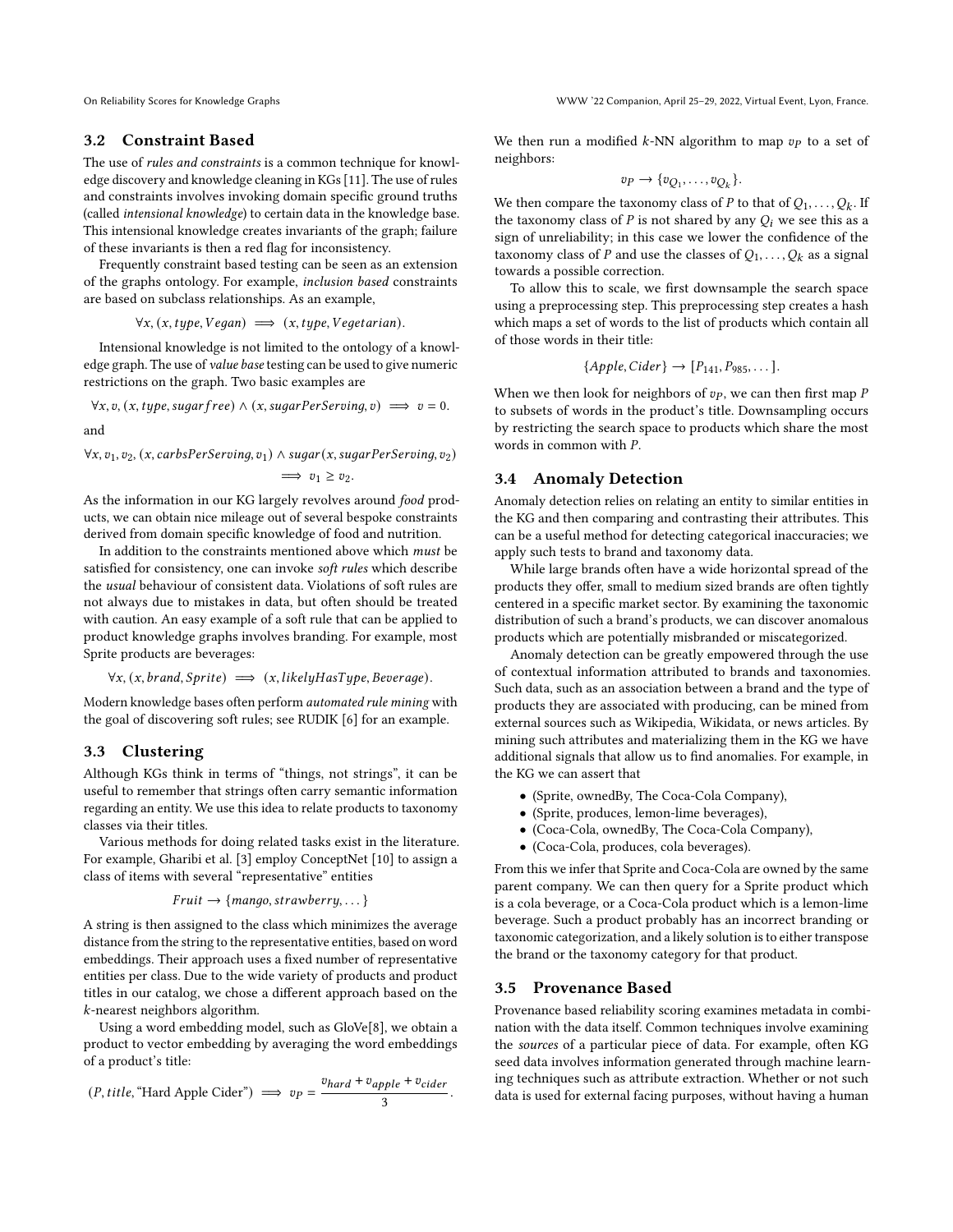### 3.2 Constraint Based

The use of *rules and constraints* is a common technique for knowledge discovery and knowledge cleaning in KGs [11]. The use of rules and constraints involves invoking domain specific ground truths (called *intensional knowledge*) to certain data in the knowledge base. This intensional knowledge creates invariants of the graph; failure of these invariants is then a red flag for inconsistency.

Frequently constraint based testing can be seen as an extension of the graphs ontology. For example, *inclusion based* constraints are based on subclass relationships. As an example,

$$\forall x, (x, type, Vegan) \implies (x, type, Vegetarian).$$

Intensional knowledge is not limited to the ontology of a knowledge graph. The use of *value base* testing can be used to give numeric restrictions on the graph. Two basic examples are

$$\forall x, v, (x, type, sugarfree) \wedge (x, sugarPerServing, v) \implies v = 0.$$

and

$$\forall x, v_1, v_2, (x, carbsPerServing, v_1) \wedge sugar(x, sugarPerServing, v_2) \implies v_1 \geq v_2.$$

As the information in our KG largely revolves around *food* products, we can obtain nice mileage out of several bespoke constraints derived from domain specific knowledge of food and nutrition.

In addition to the constraints mentioned above which *must* be satisfied for consistency, one can invoke *soft rules* which describe the *usual* behaviour of consistent data. Violations of soft rules are not always due to mistakes in data, but often should be treated with caution. An easy example of a soft rule that can be applied to product knowledge graphs involves branding. For example, most Sprite products are beverages:

$$\forall x, (x, brand, Sprite) \implies (x, likelyHasType, Beverage).$$

Modern knowledge bases often perform *automated rule mining* with the goal of discovering soft rules; see RUDIK [6] for an example.

### 3.3 Clustering

Although KGs think in terms of "things, not strings", it can be useful to remember that strings often carry semantic information regarding an entity. We use this idea to relate products to taxonomy classes via their titles.

Various methods for doing related tasks exist in the literature. For example, Gharibi et al. [3] employ ConceptNet [10] to assign a class of items with several "representative" entities

$$Fruit \to \{mango, strawberry, \dots\}$$

A string is then assigned to the class which minimizes the average distance from the string to the representative entities, based on word embeddings. Their approach uses a fixed number of representative entities per class. Due to the wide variety of products and product titles in our catalog, we chose a different approach based on the $k$-nearest neighbors algorithm.

Using a word embedding model, such as GloVe[8], we obtain a product to vector embedding by averaging the word embeddings of a product's title:

$$(P, title, \text{“Hard Apple Cider”}) \implies v_P = \frac{v_{hard} + v_{apple} + v_{cider}}{3}.$$

We then run a modified $k$-NN algorithm to map $v_P$ to a set of neighbors:

$$v_P \to \{v_{Q_1}, \dots, v_{Q_k}\}.$$

We then compare the taxonomy class of $P$ to that of $Q_1, \dots, Q_k$. If the taxonomy class of $P$ is not shared by any $Q_i$ we see this as a sign of unreliability; in this case we lower the confidence of the taxonomy class of $P$ and use the classes of $Q_1, \dots, Q_k$ as a signal towards a possible correction.

To allow this to scale, we first downsample the search space using a preprocessing step. This preprocessing step creates a hash which maps a set of words to the list of products which contain all of those words in their title:

$$\{Apple, Cider\} \to [P_{141}, P_{985}, \dots].$$

When we then look for neighbors of $v_P$, we can then first map $P$ to subsets of words in the product's title. Downsampling occurs by restricting the search space to products which share the most words in common with $P$.

### 3.4 Anomaly Detection

Anomaly detection relies on relating an entity to similar entities in the KG and then comparing and contrasting their attributes. This can be a useful method for detecting categorical inaccuracies; we apply such tests to brand and taxonomy data.

While large brands often have a wide horizontal spread of the products they offer, small to medium sized brands are often tightly centered in a specific market sector. By examining the taxonomic distribution of such a brand's products, we can discover anomalous products which are potentially misbranded or miscategorized.

Anomaly detection can be greatly empowered through the use of contextual information attributed to brands and taxonomies. Such data, such as an association between a brand and the type of products they are associated with producing, can be mined from external sources such as Wikipedia, Wikidata, or news articles. By mining such attributes and materializing them in the KG we have additional signals that allow us to find anomalies. For example, in the KG we can assert that

- (Sprite, ownedBy, The Coca-Cola Company),
- (Sprite, produces, lemon-lime beverages),
- (Coca-Cola, ownedBy, The Coca-Cola Company),
- (Coca-Cola, produces, cola beverages).

From this we infer that Sprite and Coca-Cola are owned by the same parent company. We can then query for a Sprite product which is a cola beverage, or a Coca-Cola product which is a lemon-lime beverage. Such a product probably has an incorrect branding or taxonomic categorization, and a likely solution is to either transpose the brand or the taxonomy category for that product.

### 3.5 Provenance Based

Provenance based reliability scoring examines metadata in combination with the data itself. Common techniques involve examining the *sources* of a particular piece of data. For example, often KG seed data involves information generated through machine learning techniques such as attribute extraction. Whether or not such data is used for external facing purposes, without having a human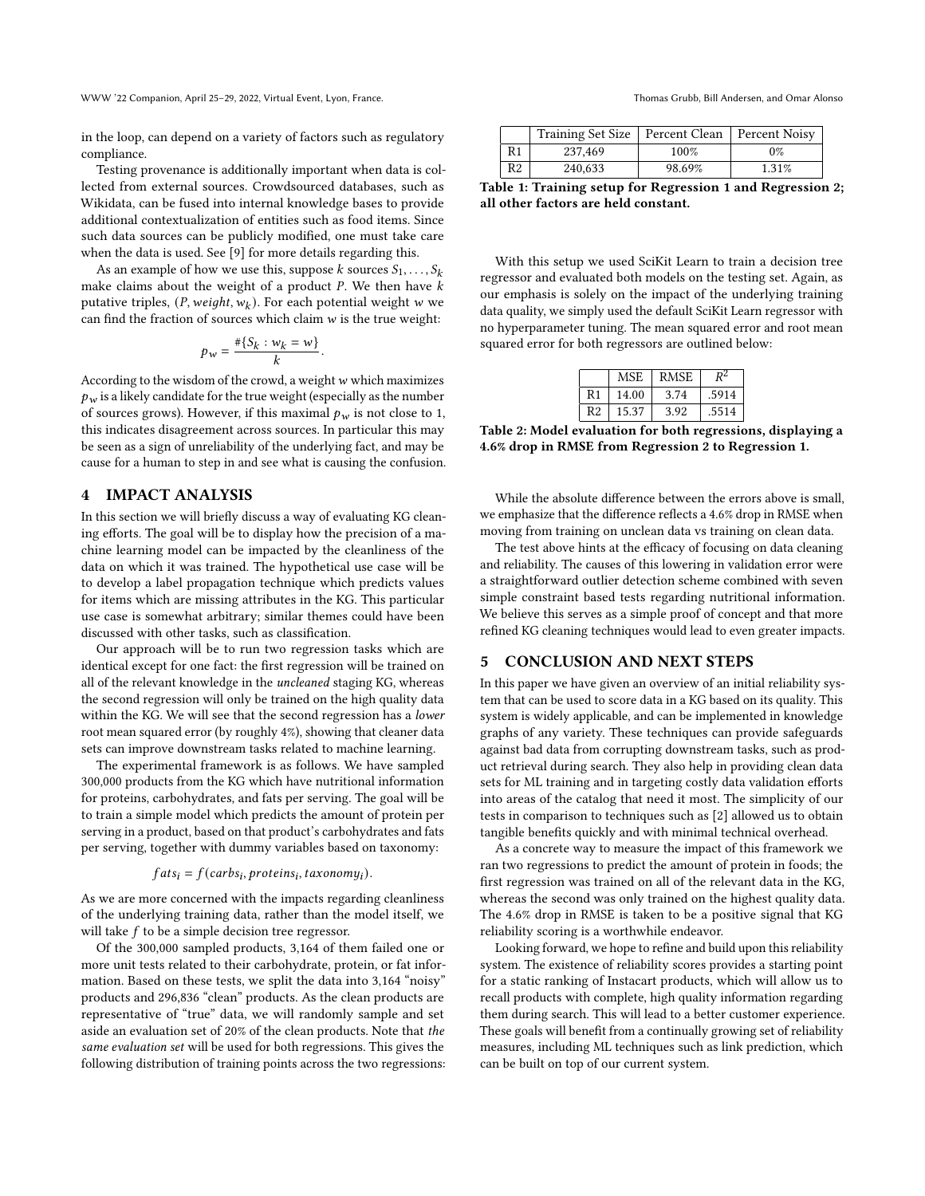in the loop, can depend on a variety of factors such as regulatory compliance.

Testing provenance is additionally important when data is collected from external sources. Crowdsourced databases, such as Wikidata, can be fused into internal knowledge bases to provide additional contextualization of entities such as food items. Since such data sources can be publicly modified, one must take care when the data is used. See [9] for more details regarding this.

As an example of how we use this, suppose $k$ sources $S_1, \ldots, S_k$ make claims about the weight of a product $P$. We then have $k$ putative triples, $(P, weight, w_k)$. For each potential weight $w$ we can find the fraction of sources which claim $w$ is the true weight:

$$p_w = \frac{\#\{S_k : w_k = w\}}{k}.$$

According to the wisdom of the crowd, a weight $w$ which maximizes $p_w$ is a likely candidate for the true weight (especially as the number of sources grows). However, if this maximal $p_w$ is not close to 1, this indicates disagreement across sources. In particular this may be seen as a sign of unreliability of the underlying fact, and may be cause for a human to step in and see what is causing the confusion.

## 4 IMPACT ANALYSIS

In this section we will briefly discuss a way of evaluating KG cleaning efforts. The goal will be to display how the precision of a machine learning model can be impacted by the cleanliness of the data on which it was trained. The hypothetical use case will be to develop a label propagation technique which predicts values for items which are missing attributes in the KG. This particular use case is somewhat arbitrary; similar themes could have been discussed with other tasks, such as classification.

Our approach will be to run two regression tasks which are identical except for one fact: the first regression will be trained on all of the relevant knowledge in the *uncleaned* staging KG, whereas the second regression will only be trained on the high quality data within the KG. We will see that the second regression has a *lower* root mean squared error (by roughly 4%), showing that cleaner data sets can improve downstream tasks related to machine learning.

The experimental framework is as follows. We have sampled 300,000 products from the KG which have nutritional information for proteins, carbohydrates, and fats per serving. The goal will be to train a simple model which predicts the amount of protein per serving in a product, based on that product's carbohydrates and fats per serving, together with dummy variables based on taxonomy:

$$fats_i = f(carbs_i, proteins_i, taxonomy_i).$$

As we are more concerned with the impacts regarding cleanliness of the underlying training data, rather than the model itself, we will take $f$ to be a simple decision tree regressor.

Of the 300,000 sampled products, 3,164 of them failed one or more unit tests related to their carbohydrate, protein, or fat information. Based on these tests, we split the data into 3,164 "noisy" products and 296,836 "clean" products. As the clean products are representative of "true" data, we will randomly sample and set aside an evaluation set of 20% of the clean products. Note that *the same evaluation set* will be used for both regressions. This gives the following distribution of training points across the two regressions:

| | Training Set Size | Percent Clean | Percent Noisy |
|---|---|---|---|
| R1 | 237,469 | 100% | 0% |
| R2 | 240,633 | 98.69% | 1.31% |

**Table 1: Training setup for Regression 1 and Regression 2; all other factors are held constant.**

With this setup we used SciKit Learn to train a decision tree regressor and evaluated both models on the testing set. Again, as our emphasis is solely on the impact of the underlying training data quality, we simply used the default SciKit Learn regressor with no hyperparameter tuning. The mean squared error and root mean squared error for both regressors are outlined below:

| | MSE | RMSE | $R^2$ |
|---|---|---|---|
| R1 | 14.00 | 3.74 | .5914 |
| R2 | 15.37 | 3.92 | .5514 |

**Table 2: Model evaluation for both regressions, displaying a 4.6% drop in RMSE from Regression 2 to Regression 1.**

While the absolute difference between the errors above is small, we emphasize that the difference reflects a 4.6% drop in RMSE when moving from training on unclean data vs training on clean data.

The test above hints at the efficacy of focusing on data cleaning and reliability. The causes of this lowering in validation error were a straightforward outlier detection scheme combined with seven simple constraint based tests regarding nutritional information. We believe this serves as a simple proof of concept and that more refined KG cleaning techniques would lead to even greater impacts.

## 5 CONCLUSION AND NEXT STEPS

In this paper we have given an overview of an initial reliability system that can be used to score data in a KG based on its quality. This system is widely applicable, and can be implemented in knowledge graphs of any variety. These techniques can provide safeguards against bad data from corrupting downstream tasks, such as product retrieval during search. They also help in providing clean data sets for ML training and in targeting costly data validation efforts into areas of the catalog that need it most. The simplicity of our tests in comparison to techniques such as [2] allowed us to obtain tangible benefits quickly and with minimal technical overhead.

As a concrete way to measure the impact of this framework we ran two regressions to predict the amount of protein in foods; the first regression was trained on all of the relevant data in the KG, whereas the second was only trained on the highest quality data. The 4.6% drop in RMSE is taken to be a positive signal that KG reliability scoring is a worthwhile endeavor.

Looking forward, we hope to refine and build upon this reliability system. The existence of reliability scores provides a starting point for a static ranking of Instacart products, which will allow us to recall products with complete, high quality information regarding them during search. This will lead to a better customer experience. These goals will benefit from a continually growing set of reliability measures, including ML techniques such as link prediction, which can be built on top of our current system.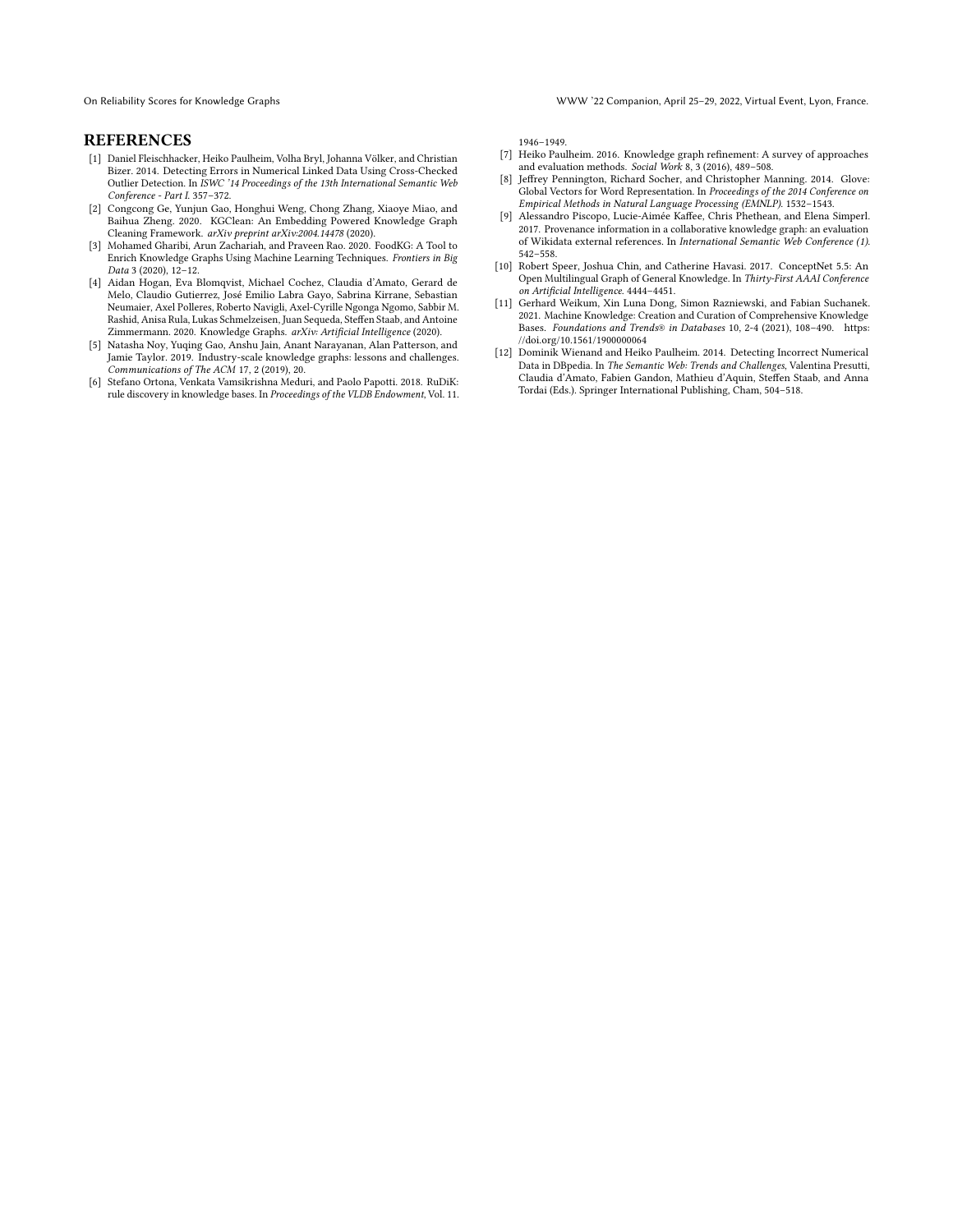## REFERENCES

[1] Daniel Fleischhacker, Heiko Paulheim, Volha Bryl, Johanna Völker, and Christian Bizer. 2014. Detecting Errors in Numerical Linked Data Using Cross-Checked Outlier Detection. In *ISWC '14 Proceedings of the 13th International Semantic Web Conference - Part I*. 357–372.

[2] Congcong Ge, Yunjun Gao, Honghui Weng, Chong Zhang, Xiaoye Miao, and Baihua Zheng. 2020. KGClean: An Embedding Powered Knowledge Graph Cleaning Framework. *arXiv preprint arXiv:2004.14478* (2020).

[3] Mohamed Gharibi, Arun Zachariah, and Praveen Rao. 2020. FoodKG: A Tool to Enrich Knowledge Graphs Using Machine Learning Techniques. *Frontiers in Big Data* 3 (2020), 12–12.

[4] Aidan Hogan, Eva Blomqvist, Michael Cochez, Claudia d'Amato, Gerard de Melo, Claudio Gutierrez, José Emilio Labra Gayo, Sabrina Kirrane, Sebastian Neumaier, Axel Polleres, Roberto Navigli, Axel-Cyrille Ngonga Ngomo, Sabbir M. Rashid, Anisa Rula, Lukas Schmelzeisen, Juan Sequeda, Steffen Staab, and Antoine Zimmermann. 2020. Knowledge Graphs. *arXiv: Artificial Intelligence* (2020).

[5] Natasha Noy, Yuqing Gao, Anshu Jain, Anant Narayanan, Alan Patterson, and Jamie Taylor. 2019. Industry-scale knowledge graphs: lessons and challenges. *Communications of The ACM* 17, 2 (2019), 20.

[6] Stefano Ortona, Venkata Vamsikrishna Meduri, and Paolo Papotti. 2018. RuDiK: rule discovery in knowledge bases. In *Proceedings of the VLDB Endowment*, Vol. 11. 1946–1949.

[7] Heiko Paulheim. 2016. Knowledge graph refinement: A survey of approaches and evaluation methods. *Social Work* 8, 3 (2016), 489–508.

[8] Jeffrey Pennington, Richard Socher, and Christopher Manning. 2014. Glove: Global Vectors for Word Representation. In *Proceedings of the 2014 Conference on Empirical Methods in Natural Language Processing (EMNLP)*. 1532–1543.

[9] Alessandro Piscopo, Lucie-Aimée Kaffee, Chris Phethean, and Elena Simperl. 2017. Provenance information in a collaborative knowledge graph: an evaluation of Wikidata external references. In *International Semantic Web Conference (1)*. 542–558.

[10] Robert Speer, Joshua Chin, and Catherine Havasi. 2017. ConceptNet 5.5: An Open Multilingual Graph of General Knowledge. In *Thirty-First AAAI Conference on Artificial Intelligence*. 4444–4451.

[11] Gerhard Weikum, Xin Luna Dong, Simon Razniewski, and Fabian Suchanek. 2021. Machine Knowledge: Creation and Curation of Comprehensive Knowledge Bases. *Foundations and Trends® in Databases* 10, 2-4 (2021), 108–490. https://doi.org/10.1561/1900000064

[12] Dominik Wienand and Heiko Paulheim. 2014. Detecting Incorrect Numerical Data in DBpedia. In *The Semantic Web: Trends and Challenges*, Valentina Presutti, Claudia d'Amato, Fabien Gandon, Mathieu d'Aquin, Steffen Staab, and Anna Tordai (Eds.). Springer International Publishing, Cham, 504–518.